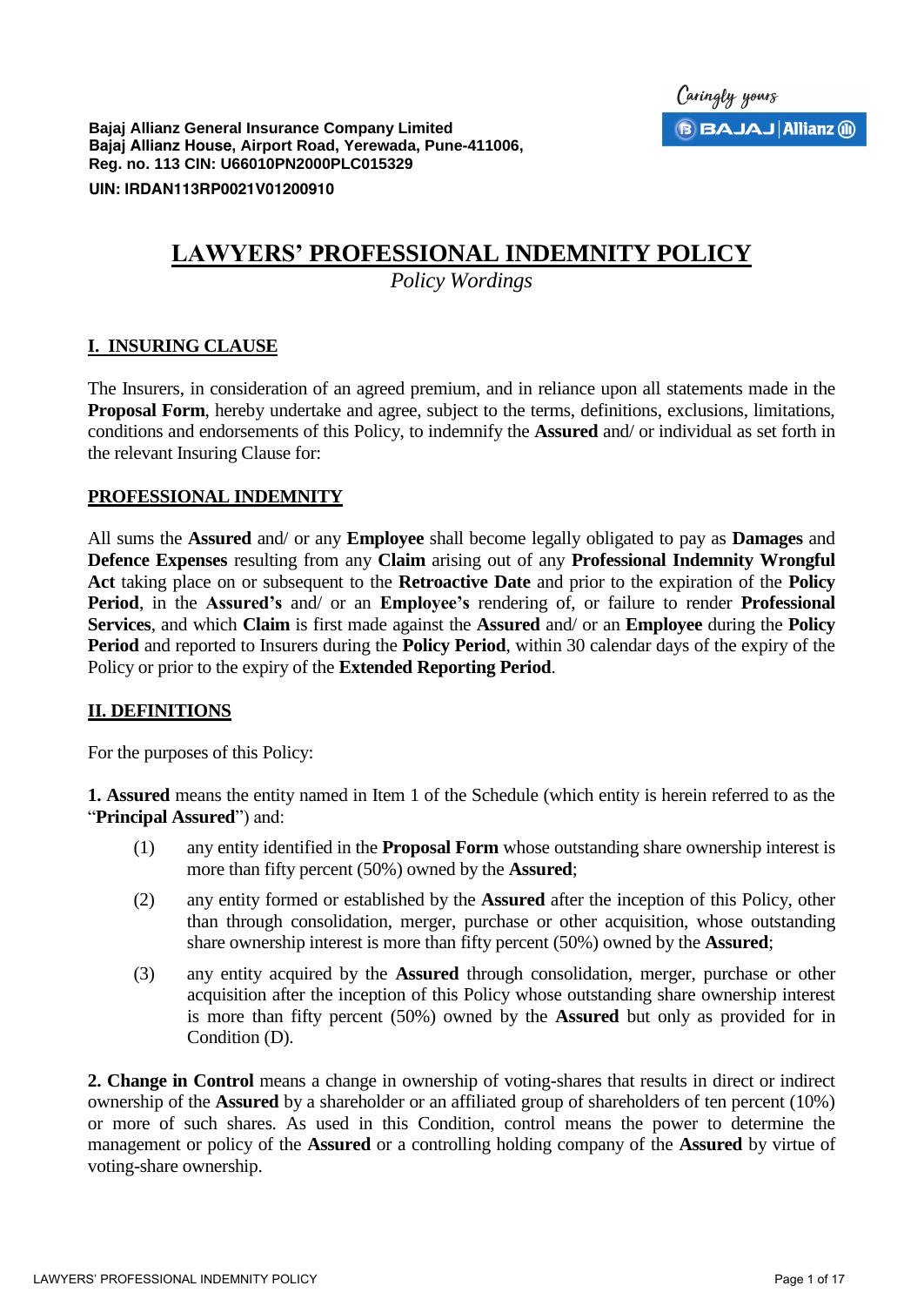**Bajaj Allianz General Insurance Company Limited**
**Bajaj Allianz House, Airport Road, Yerewada, Pune-411006,**
**Reg. no. 113 CIN: U66010PN2000PLC015329**

**UIN: IRDAN113RP0021V01200910**

# LAWYERS' PROFESSIONAL INDEMNITY POLICY

*Policy Wordings*

## I. INSURING CLAUSE

The Insurers, in consideration of an agreed premium, and in reliance upon all statements made in the **Proposal Form**, hereby undertake and agree, subject to the terms, definitions, exclusions, limitations, conditions and endorsements of this Policy, to indemnify the **Assured** and/ or individual as set forth in the relevant Insuring Clause for:

### PROFESSIONAL INDEMNITY

All sums the **Assured** and/ or any **Employee** shall become legally obligated to pay as **Damages** and **Defence Expenses** resulting from any **Claim** arising out of any **Professional Indemnity Wrongful Act** taking place on or subsequent to the **Retroactive Date** and prior to the expiration of the **Policy Period**, in the **Assured's** and/ or an **Employee's** rendering of, or failure to render **Professional Services**, and which **Claim** is first made against the **Assured** and/ or an **Employee** during the **Policy Period** and reported to Insurers during the **Policy Period**, within 30 calendar days of the expiry of the Policy or prior to the expiry of the **Extended Reporting Period**.

## II. DEFINITIONS

For the purposes of this Policy:

**1. Assured** means the entity named in Item 1 of the Schedule (which entity is herein referred to as the "**Principal Assured**") and:

(1) any entity identified in the **Proposal Form** whose outstanding share ownership interest is more than fifty percent (50%) owned by the **Assured**;

(2) any entity formed or established by the **Assured** after the inception of this Policy, other than through consolidation, merger, purchase or other acquisition, whose outstanding share ownership interest is more than fifty percent (50%) owned by the **Assured**;

(3) any entity acquired by the **Assured** through consolidation, merger, purchase or other acquisition after the inception of this Policy whose outstanding share ownership interest is more than fifty percent (50%) owned by the **Assured** but only as provided for in Condition (D).

**2. Change in Control** means a change in ownership of voting-shares that results in direct or indirect ownership of the **Assured** by a shareholder or an affiliated group of shareholders of ten percent (10%) or more of such shares. As used in this Condition, control means the power to determine the management or policy of the **Assured** or a controlling holding company of the **Assured** by virtue of voting-share ownership.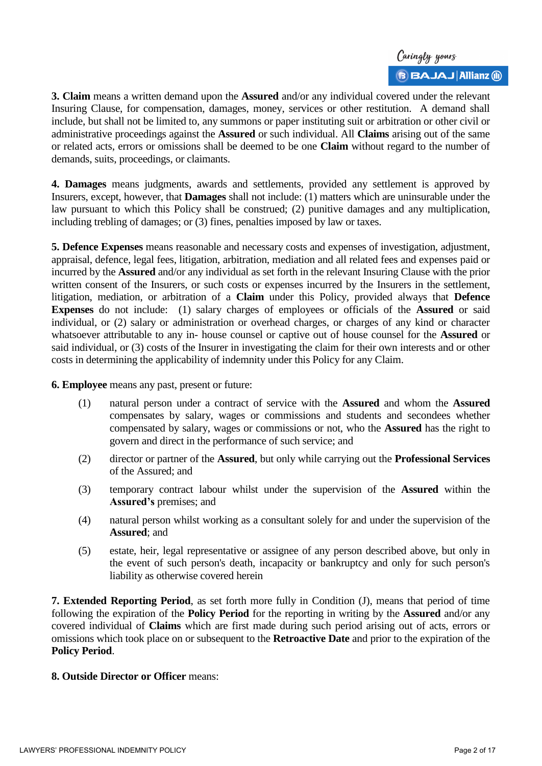**3. Claim** means a written demand upon the **Assured** and/or any individual covered under the relevant Insuring Clause, for compensation, damages, money, services or other restitution. A demand shall include, but shall not be limited to, any summons or paper instituting suit or arbitration or other civil or administrative proceedings against the **Assured** or such individual. All **Claims** arising out of the same or related acts, errors or omissions shall be deemed to be one **Claim** without regard to the number of demands, suits, proceedings, or claimants.

**4. Damages** means judgments, awards and settlements, provided any settlement is approved by Insurers, except, however, that **Damages** shall not include: (1) matters which are uninsurable under the law pursuant to which this Policy shall be construed; (2) punitive damages and any multiplication, including trebling of damages; or (3) fines, penalties imposed by law or taxes.

**5. Defence Expenses** means reasonable and necessary costs and expenses of investigation, adjustment, appraisal, defence, legal fees, litigation, arbitration, mediation and all related fees and expenses paid or incurred by the **Assured** and/or any individual as set forth in the relevant Insuring Clause with the prior written consent of the Insurers, or such costs or expenses incurred by the Insurers in the settlement, litigation, mediation, or arbitration of a **Claim** under this Policy, provided always that **Defence Expenses** do not include: (1) salary charges of employees or officials of the **Assured** or said individual, or (2) salary or administration or overhead charges, or charges of any kind or character whatsoever attributable to any in- house counsel or captive out of house counsel for the **Assured** or said individual, or (3) costs of the Insurer in investigating the claim for their own interests and or other costs in determining the applicability of indemnity under this Policy for any Claim.

**6. Employee** means any past, present or future:

(1) natural person under a contract of service with the **Assured** and whom the **Assured** compensates by salary, wages or commissions and students and secondees whether compensated by salary, wages or commissions or not, who the **Assured** has the right to govern and direct in the performance of such service; and

(2) director or partner of the **Assured**, but only while carrying out the **Professional Services** of the Assured; and

(3) temporary contract labour whilst under the supervision of the **Assured** within the **Assured's** premises; and

(4) natural person whilst working as a consultant solely for and under the supervision of the **Assured**; and

(5) estate, heir, legal representative or assignee of any person described above, but only in the event of such person's death, incapacity or bankruptcy and only for such person's liability as otherwise covered herein

**7. Extended Reporting Period**, as set forth more fully in Condition (J), means that period of time following the expiration of the **Policy Period** for the reporting in writing by the **Assured** and/or any covered individual of **Claims** which are first made during such period arising out of acts, errors or omissions which took place on or subsequent to the **Retroactive Date** and prior to the expiration of the **Policy Period**.

**8. Outside Director or Officer** means: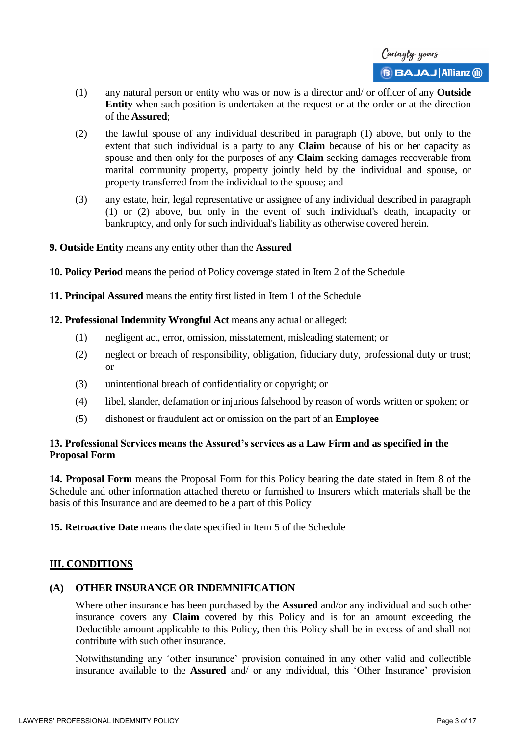(1) any natural person or entity who was or now is a director and/ or officer of any **Outside Entity** when such position is undertaken at the request or at the order or at the direction of the **Assured**;

(2) the lawful spouse of any individual described in paragraph (1) above, but only to the extent that such individual is a party to any **Claim** because of his or her capacity as spouse and then only for the purposes of any **Claim** seeking damages recoverable from marital community property, property jointly held by the individual and spouse, or property transferred from the individual to the spouse; and

(3) any estate, heir, legal representative or assignee of any individual described in paragraph (1) or (2) above, but only in the event of such individual's death, incapacity or bankruptcy, and only for such individual's liability as otherwise covered herein.

**9. Outside Entity** means any entity other than the **Assured**

**10. Policy Period** means the period of Policy coverage stated in Item 2 of the Schedule

**11. Principal Assured** means the entity first listed in Item 1 of the Schedule

**12. Professional Indemnity Wrongful Act** means any actual or alleged:

(1) negligent act, error, omission, misstatement, misleading statement; or

(2) neglect or breach of responsibility, obligation, fiduciary duty, professional duty or trust; or

(3) unintentional breach of confidentiality or copyright; or

(4) libel, slander, defamation or injurious falsehood by reason of words written or spoken; or

(5) dishonest or fraudulent act or omission on the part of an **Employee**

**13. Professional Services means the Assured's services as a Law Firm and as specified in the Proposal Form**

**14. Proposal Form** means the Proposal Form for this Policy bearing the date stated in Item 8 of the Schedule and other information attached thereto or furnished to Insurers which materials shall be the basis of this Insurance and are deemed to be a part of this Policy

**15. Retroactive Date** means the date specified in Item 5 of the Schedule

## III. CONDITIONS

### (A) OTHER INSURANCE OR INDEMNIFICATION

Where other insurance has been purchased by the **Assured** and/or any individual and such other insurance covers any **Claim** covered by this Policy and is for an amount exceeding the Deductible amount applicable to this Policy, then this Policy shall be in excess of and shall not contribute with such other insurance.

Notwithstanding any 'other insurance' provision contained in any other valid and collectible insurance available to the **Assured** and/ or any individual, this 'Other Insurance' provision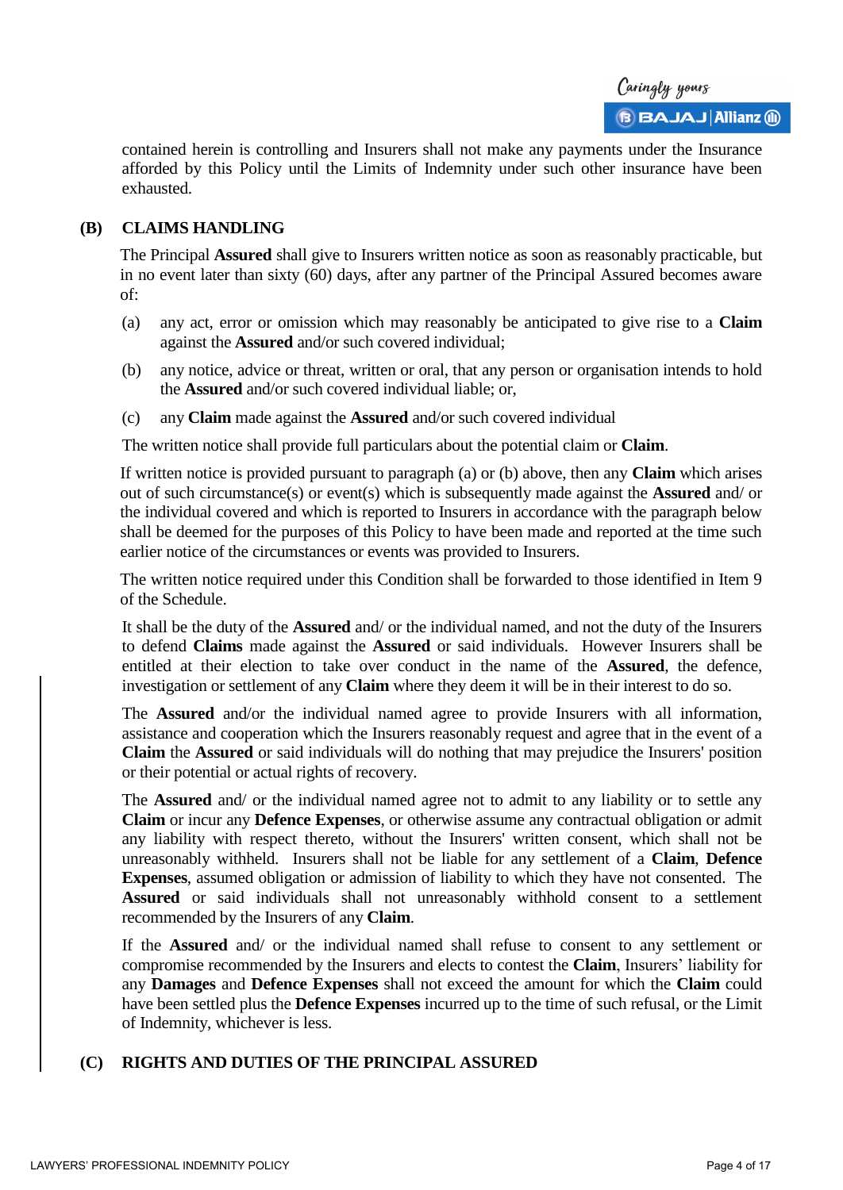contained herein is controlling and Insurers shall not make any payments under the Insurance afforded by this Policy until the Limits of Indemnity under such other insurance have been exhausted.

## (B) CLAIMS HANDLING

The Principal **Assured** shall give to Insurers written notice as soon as reasonably practicable, but in no event later than sixty (60) days, after any partner of the Principal Assured becomes aware of:

(a) any act, error or omission which may reasonably be anticipated to give rise to a **Claim** against the **Assured** and/or such covered individual;

(b) any notice, advice or threat, written or oral, that any person or organisation intends to hold the **Assured** and/or such covered individual liable; or,

(c) any **Claim** made against the **Assured** and/or such covered individual

The written notice shall provide full particulars about the potential claim or **Claim**.

If written notice is provided pursuant to paragraph (a) or (b) above, then any **Claim** which arises out of such circumstance(s) or event(s) which is subsequently made against the **Assured** and/ or the individual covered and which is reported to Insurers in accordance with the paragraph below shall be deemed for the purposes of this Policy to have been made and reported at the time such earlier notice of the circumstances or events was provided to Insurers.

The written notice required under this Condition shall be forwarded to those identified in Item 9 of the Schedule.

It shall be the duty of the **Assured** and/ or the individual named, and not the duty of the Insurers to defend **Claims** made against the **Assured** or said individuals. However Insurers shall be entitled at their election to take over conduct in the name of the **Assured**, the defence, investigation or settlement of any **Claim** where they deem it will be in their interest to do so.

The **Assured** and/or the individual named agree to provide Insurers with all information, assistance and cooperation which the Insurers reasonably request and agree that in the event of a **Claim** the **Assured** or said individuals will do nothing that may prejudice the Insurers' position or their potential or actual rights of recovery.

The **Assured** and/ or the individual named agree not to admit to any liability or to settle any **Claim** or incur any **Defence Expenses**, or otherwise assume any contractual obligation or admit any liability with respect thereto, without the Insurers' written consent, which shall not be unreasonably withheld. Insurers shall not be liable for any settlement of a **Claim**, **Defence Expenses**, assumed obligation or admission of liability to which they have not consented. The **Assured** or said individuals shall not unreasonably withhold consent to a settlement recommended by the Insurers of any **Claim**.

If the **Assured** and/ or the individual named shall refuse to consent to any settlement or compromise recommended by the Insurers and elects to contest the **Claim**, Insurers' liability for any **Damages** and **Defence Expenses** shall not exceed the amount for which the **Claim** could have been settled plus the **Defence Expenses** incurred up to the time of such refusal, or the Limit of Indemnity, whichever is less.

## (C) RIGHTS AND DUTIES OF THE PRINCIPAL ASSURED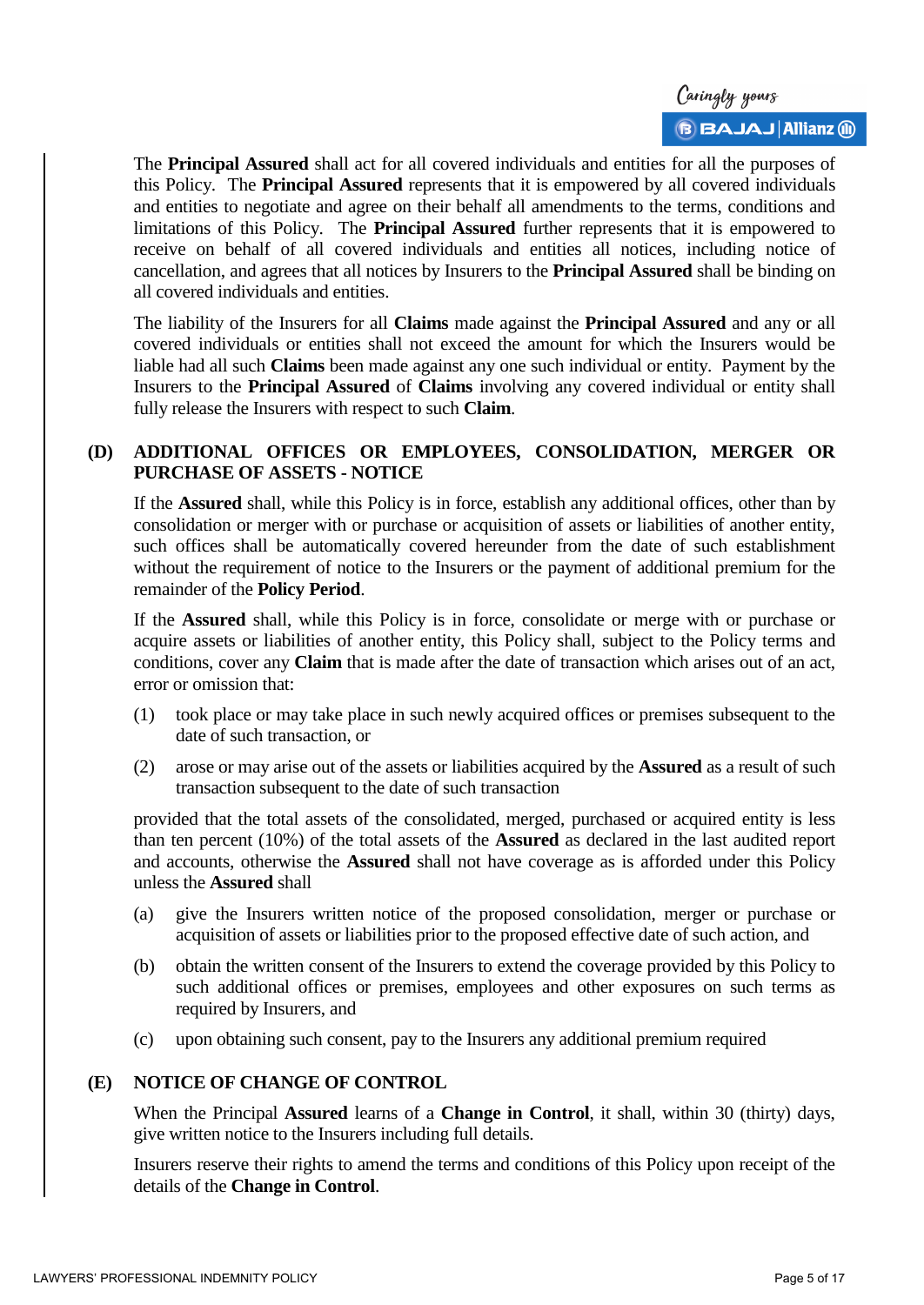The **Principal Assured** shall act for all covered individuals and entities for all the purposes of this Policy. The **Principal Assured** represents that it is empowered by all covered individuals and entities to negotiate and agree on their behalf all amendments to the terms, conditions and limitations of this Policy. The **Principal Assured** further represents that it is empowered to receive on behalf of all covered individuals and entities all notices, including notice of cancellation, and agrees that all notices by Insurers to the **Principal Assured** shall be binding on all covered individuals and entities.

The liability of the Insurers for all **Claims** made against the **Principal Assured** and any or all covered individuals or entities shall not exceed the amount for which the Insurers would be liable had all such **Claims** been made against any one such individual or entity. Payment by the Insurers to the **Principal Assured** of **Claims** involving any covered individual or entity shall fully release the Insurers with respect to such **Claim**.

**(D) ADDITIONAL OFFICES OR EMPLOYEES, CONSOLIDATION, MERGER OR PURCHASE OF ASSETS - NOTICE**

If the **Assured** shall, while this Policy is in force, establish any additional offices, other than by consolidation or merger with or purchase or acquisition of assets or liabilities of another entity, such offices shall be automatically covered hereunder from the date of such establishment without the requirement of notice to the Insurers or the payment of additional premium for the remainder of the **Policy Period**.

If the **Assured** shall, while this Policy is in force, consolidate or merge with or purchase or acquire assets or liabilities of another entity, this Policy shall, subject to the Policy terms and conditions, cover any **Claim** that is made after the date of transaction which arises out of an act, error or omission that:

(1) took place or may take place in such newly acquired offices or premises subsequent to the date of such transaction, or

(2) arose or may arise out of the assets or liabilities acquired by the **Assured** as a result of such transaction subsequent to the date of such transaction

provided that the total assets of the consolidated, merged, purchased or acquired entity is less than ten percent (10%) of the total assets of the **Assured** as declared in the last audited report and accounts, otherwise the **Assured** shall not have coverage as is afforded under this Policy unless the **Assured** shall

(a) give the Insurers written notice of the proposed consolidation, merger or purchase or acquisition of assets or liabilities prior to the proposed effective date of such action, and

(b) obtain the written consent of the Insurers to extend the coverage provided by this Policy to such additional offices or premises, employees and other exposures on such terms as required by Insurers, and

(c) upon obtaining such consent, pay to the Insurers any additional premium required

**(E) NOTICE OF CHANGE OF CONTROL**

When the Principal **Assured** learns of a **Change in Control**, it shall, within 30 (thirty) days, give written notice to the Insurers including full details.

Insurers reserve their rights to amend the terms and conditions of this Policy upon receipt of the details of the **Change in Control**.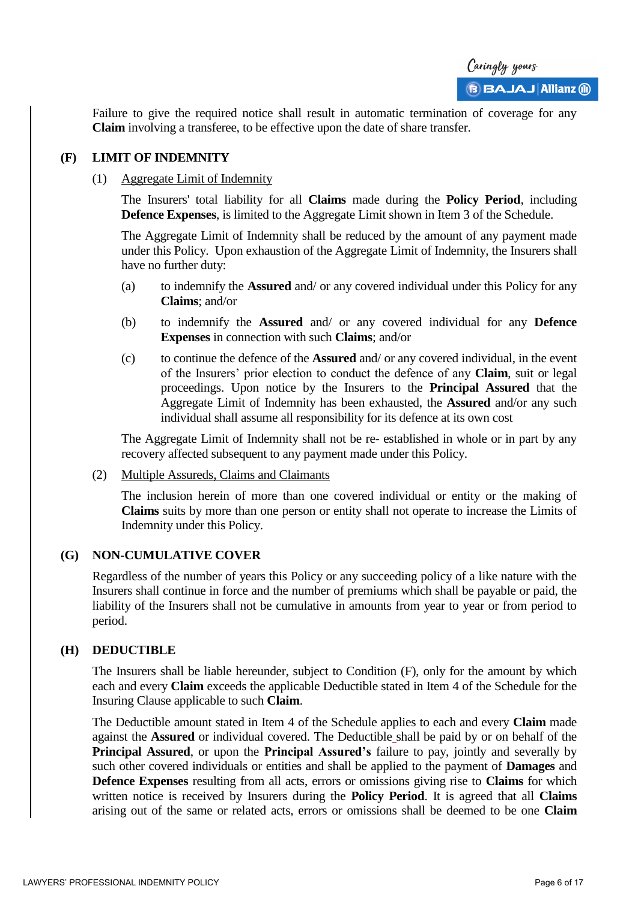Failure to give the required notice shall result in automatic termination of coverage for any **Claim** involving a transferee, to be effective upon the date of share transfer.

## (F) LIMIT OF INDEMNITY

(1) Aggregate Limit of Indemnity

The Insurers' total liability for all **Claims** made during the **Policy Period**, including **Defence Expenses**, is limited to the Aggregate Limit shown in Item 3 of the Schedule.

The Aggregate Limit of Indemnity shall be reduced by the amount of any payment made under this Policy. Upon exhaustion of the Aggregate Limit of Indemnity, the Insurers shall have no further duty:

(a) to indemnify the **Assured** and/ or any covered individual under this Policy for any **Claims**; and/or

(b) to indemnify the **Assured** and/ or any covered individual for any **Defence Expenses** in connection with such **Claims**; and/or

(c) to continue the defence of the **Assured** and/ or any covered individual, in the event of the Insurers' prior election to conduct the defence of any **Claim**, suit or legal proceedings. Upon notice by the Insurers to the **Principal Assured** that the Aggregate Limit of Indemnity has been exhausted, the **Assured** and/or any such individual shall assume all responsibility for its defence at its own cost

The Aggregate Limit of Indemnity shall not be re- established in whole or in part by any recovery affected subsequent to any payment made under this Policy.

(2) Multiple Assureds, Claims and Claimants

The inclusion herein of more than one covered individual or entity or the making of **Claims** suits by more than one person or entity shall not operate to increase the Limits of Indemnity under this Policy.

## (G) NON-CUMULATIVE COVER

Regardless of the number of years this Policy or any succeeding policy of a like nature with the Insurers shall continue in force and the number of premiums which shall be payable or paid, the liability of the Insurers shall not be cumulative in amounts from year to year or from period to period.

## (H) DEDUCTIBLE

The Insurers shall be liable hereunder, subject to Condition (F), only for the amount by which each and every **Claim** exceeds the applicable Deductible stated in Item 4 of the Schedule for the Insuring Clause applicable to such **Claim**.

The Deductible amount stated in Item 4 of the Schedule applies to each and every **Claim** made against the **Assured** or individual covered. The Deductible shall be paid by or on behalf of the **Principal Assured**, or upon the **Principal Assured's** failure to pay, jointly and severally by such other covered individuals or entities and shall be applied to the payment of **Damages** and **Defence Expenses** resulting from all acts, errors or omissions giving rise to **Claims** for which written notice is received by Insurers during the **Policy Period**. It is agreed that all **Claims** arising out of the same or related acts, errors or omissions shall be deemed to be one **Claim**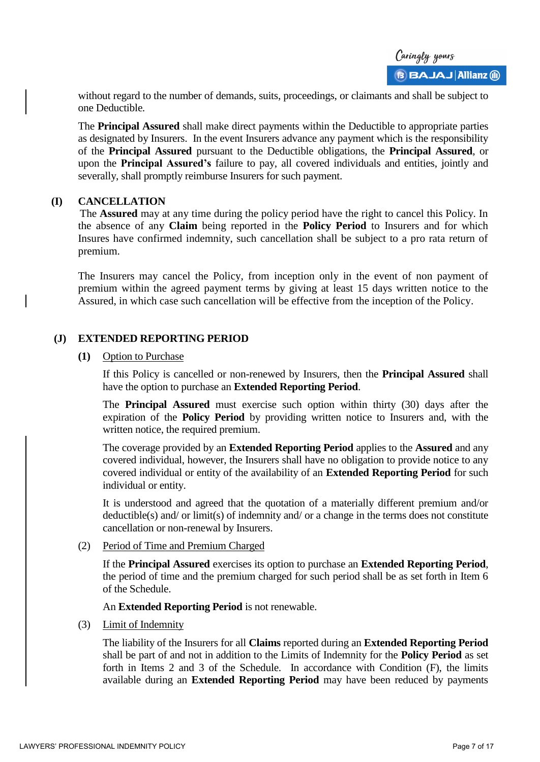without regard to the number of demands, suits, proceedings, or claimants and shall be subject to one Deductible.

The **Principal Assured** shall make direct payments within the Deductible to appropriate parties as designated by Insurers. In the event Insurers advance any payment which is the responsibility of the **Principal Assured** pursuant to the Deductible obligations, the **Principal Assured**, or upon the **Principal Assured's** failure to pay, all covered individuals and entities, jointly and severally, shall promptly reimburse Insurers for such payment.

**(I) CANCELLATION**

The **Assured** may at any time during the policy period have the right to cancel this Policy. In the absence of any **Claim** being reported in the **Policy Period** to Insurers and for which Insures have confirmed indemnity, such cancellation shall be subject to a pro rata return of premium.

The Insurers may cancel the Policy, from inception only in the event of non payment of premium within the agreed payment terms by giving at least 15 days written notice to the Assured, in which case such cancellation will be effective from the inception of the Policy.

**(J) EXTENDED REPORTING PERIOD**

**(1)** Option to Purchase

If this Policy is cancelled or non-renewed by Insurers, then the **Principal Assured** shall have the option to purchase an **Extended Reporting Period**.

The **Principal Assured** must exercise such option within thirty (30) days after the expiration of the **Policy Period** by providing written notice to Insurers and, with the written notice, the required premium.

The coverage provided by an **Extended Reporting Period** applies to the **Assured** and any covered individual, however, the Insurers shall have no obligation to provide notice to any covered individual or entity of the availability of an **Extended Reporting Period** for such individual or entity.

It is understood and agreed that the quotation of a materially different premium and/or deductible(s) and/ or limit(s) of indemnity and/ or a change in the terms does not constitute cancellation or non-renewal by Insurers.

(2) Period of Time and Premium Charged

If the **Principal Assured** exercises its option to purchase an **Extended Reporting Period**, the period of time and the premium charged for such period shall be as set forth in Item 6 of the Schedule.

An **Extended Reporting Period** is not renewable.

(3) Limit of Indemnity

The liability of the Insurers for all **Claims** reported during an **Extended Reporting Period** shall be part of and not in addition to the Limits of Indemnity for the **Policy Period** as set forth in Items 2 and 3 of the Schedule. In accordance with Condition (F), the limits available during an **Extended Reporting Period** may have been reduced by payments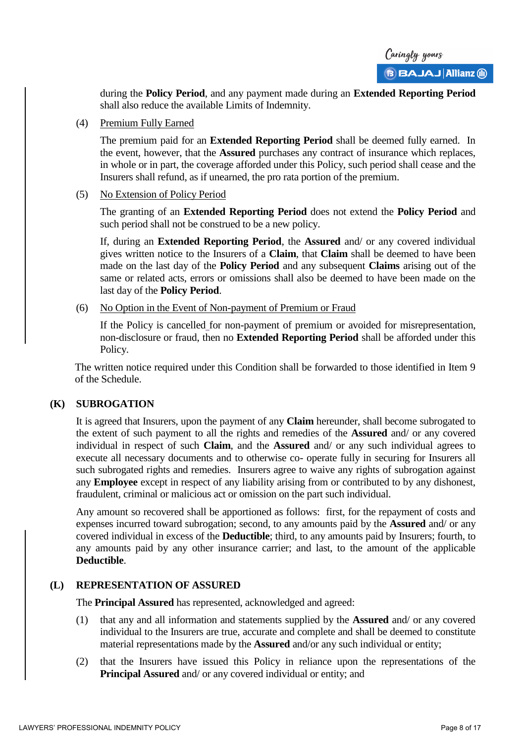during the **Policy Period**, and any payment made during an **Extended Reporting Period** shall also reduce the available Limits of Indemnity.

(4) Premium Fully Earned

The premium paid for an **Extended Reporting Period** shall be deemed fully earned. In the event, however, that the **Assured** purchases any contract of insurance which replaces, in whole or in part, the coverage afforded under this Policy, such period shall cease and the Insurers shall refund, as if unearned, the pro rata portion of the premium.

(5) No Extension of Policy Period

The granting of an **Extended Reporting Period** does not extend the **Policy Period** and such period shall not be construed to be a new policy.

If, during an **Extended Reporting Period**, the **Assured** and/ or any covered individual gives written notice to the Insurers of a **Claim**, that **Claim** shall be deemed to have been made on the last day of the **Policy Period** and any subsequent **Claims** arising out of the same or related acts, errors or omissions shall also be deemed to have been made on the last day of the **Policy Period**.

(6) No Option in the Event of Non-payment of Premium or Fraud

If the Policy is cancelled for non-payment of premium or avoided for misrepresentation, non-disclosure or fraud, then no **Extended Reporting Period** shall be afforded under this Policy.

The written notice required under this Condition shall be forwarded to those identified in Item 9 of the Schedule.

## (K) SUBROGATION

It is agreed that Insurers, upon the payment of any **Claim** hereunder, shall become subrogated to the extent of such payment to all the rights and remedies of the **Assured** and/ or any covered individual in respect of such **Claim**, and the **Assured** and/ or any such individual agrees to execute all necessary documents and to otherwise co- operate fully in securing for Insurers all such subrogated rights and remedies. Insurers agree to waive any rights of subrogation against any **Employee** except in respect of any liability arising from or contributed to by any dishonest, fraudulent, criminal or malicious act or omission on the part such individual.

Any amount so recovered shall be apportioned as follows: first, for the repayment of costs and expenses incurred toward subrogation; second, to any amounts paid by the **Assured** and/ or any covered individual in excess of the **Deductible**; third, to any amounts paid by Insurers; fourth, to any amounts paid by any other insurance carrier; and last, to the amount of the applicable **Deductible**.

## (L) REPRESENTATION OF ASSURED

The **Principal Assured** has represented, acknowledged and agreed:

(1) that any and all information and statements supplied by the **Assured** and/ or any covered individual to the Insurers are true, accurate and complete and shall be deemed to constitute material representations made by the **Assured** and/or any such individual or entity;

(2) that the Insurers have issued this Policy in reliance upon the representations of the **Principal Assured** and/ or any covered individual or entity; and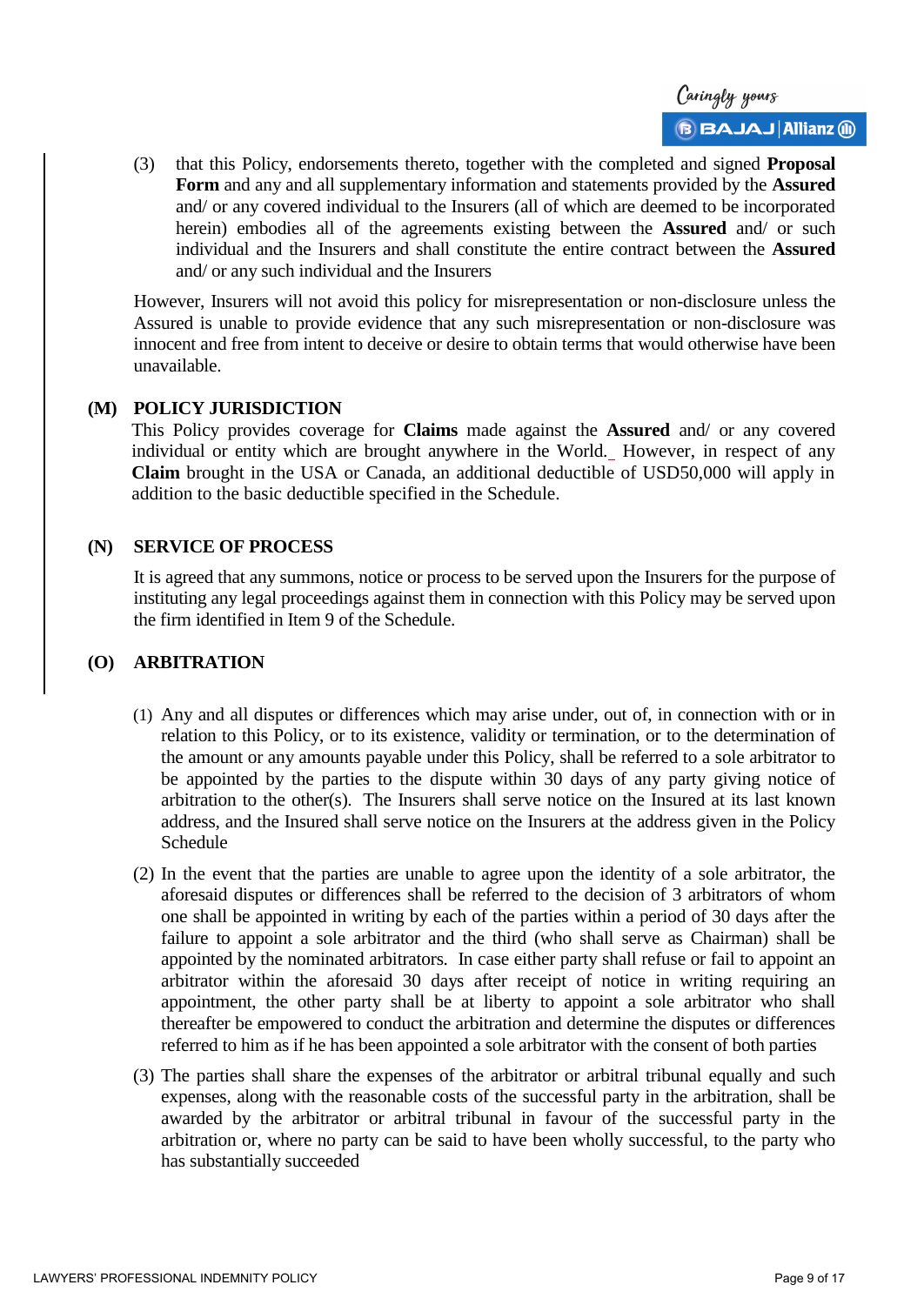(3) that this Policy, endorsements thereto, together with the completed and signed **Proposal Form** and any and all supplementary information and statements provided by the **Assured** and/ or any covered individual to the Insurers (all of which are deemed to be incorporated herein) embodies all of the agreements existing between the **Assured** and/ or such individual and the Insurers and shall constitute the entire contract between the **Assured** and/ or any such individual and the Insurers

However, Insurers will not avoid this policy for misrepresentation or non-disclosure unless the Assured is unable to provide evidence that any such misrepresentation or non-disclosure was innocent and free from intent to deceive or desire to obtain terms that would otherwise have been unavailable.

### (M) POLICY JURISDICTION

This Policy provides coverage for **Claims** made against the **Assured** and/ or any covered individual or entity which are brought anywhere in the World. However, in respect of any **Claim** brought in the USA or Canada, an additional deductible of USD50,000 will apply in addition to the basic deductible specified in the Schedule.

### (N) SERVICE OF PROCESS

It is agreed that any summons, notice or process to be served upon the Insurers for the purpose of instituting any legal proceedings against them in connection with this Policy may be served upon the firm identified in Item 9 of the Schedule.

### (O) ARBITRATION

(1) Any and all disputes or differences which may arise under, out of, in connection with or in relation to this Policy, or to its existence, validity or termination, or to the determination of the amount or any amounts payable under this Policy, shall be referred to a sole arbitrator to be appointed by the parties to the dispute within 30 days of any party giving notice of arbitration to the other(s). The Insurers shall serve notice on the Insured at its last known address, and the Insured shall serve notice on the Insurers at the address given in the Policy Schedule

(2) In the event that the parties are unable to agree upon the identity of a sole arbitrator, the aforesaid disputes or differences shall be referred to the decision of 3 arbitrators of whom one shall be appointed in writing by each of the parties within a period of 30 days after the failure to appoint a sole arbitrator and the third (who shall serve as Chairman) shall be appointed by the nominated arbitrators. In case either party shall refuse or fail to appoint an arbitrator within the aforesaid 30 days after receipt of notice in writing requiring an appointment, the other party shall be at liberty to appoint a sole arbitrator who shall thereafter be empowered to conduct the arbitration and determine the disputes or differences referred to him as if he has been appointed a sole arbitrator with the consent of both parties

(3) The parties shall share the expenses of the arbitrator or arbitral tribunal equally and such expenses, along with the reasonable costs of the successful party in the arbitration, shall be awarded by the arbitrator or arbitral tribunal in favour of the successful party in the arbitration or, where no party can be said to have been wholly successful, to the party who has substantially succeeded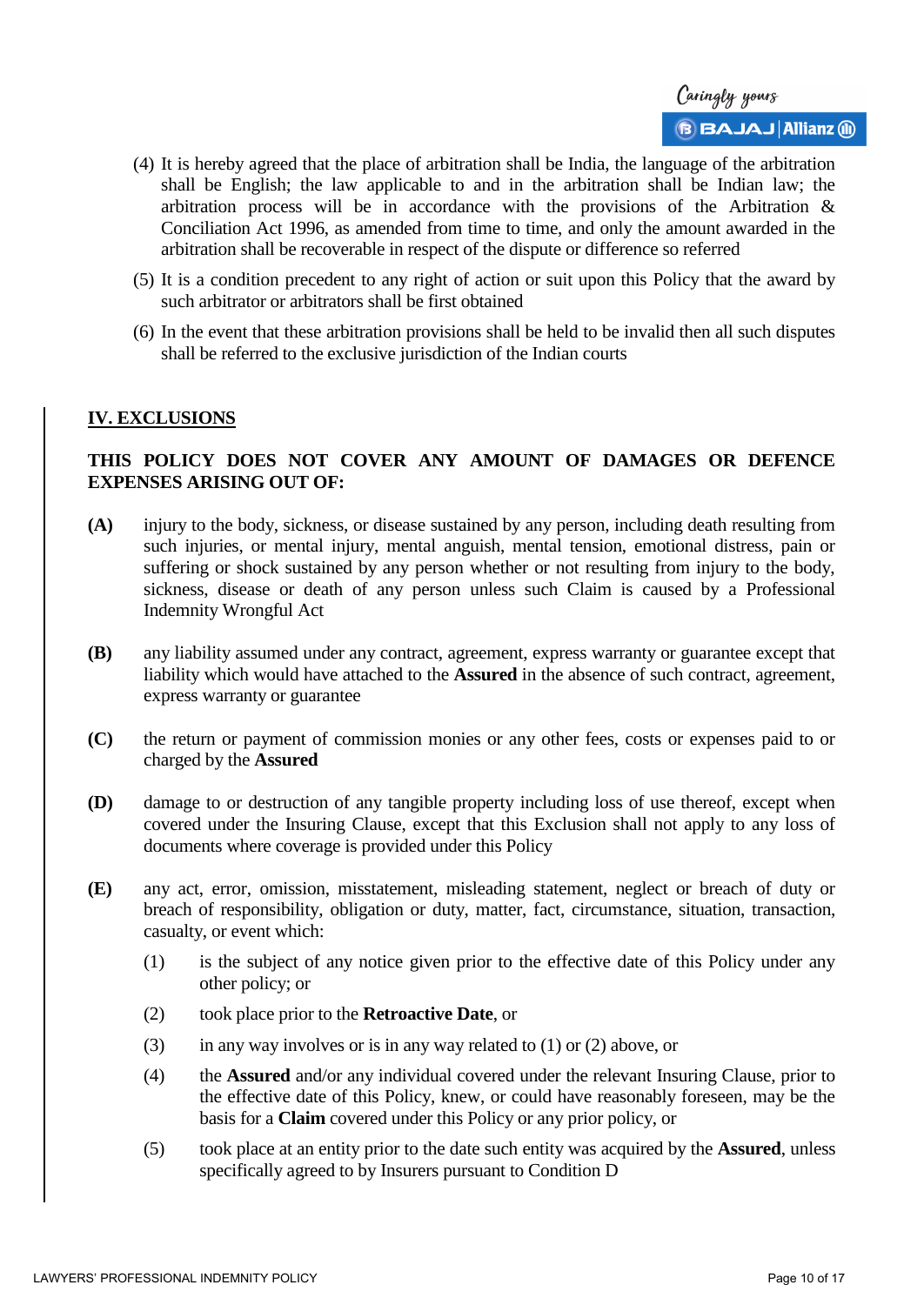(4) It is hereby agreed that the place of arbitration shall be India, the language of the arbitration shall be English; the law applicable to and in the arbitration shall be Indian law; the arbitration process will be in accordance with the provisions of the Arbitration & Conciliation Act 1996, as amended from time to time, and only the amount awarded in the arbitration shall be recoverable in respect of the dispute or difference so referred

(5) It is a condition precedent to any right of action or suit upon this Policy that the award by such arbitrator or arbitrators shall be first obtained

(6) In the event that these arbitration provisions shall be held to be invalid then all such disputes shall be referred to the exclusive jurisdiction of the Indian courts

## IV. EXCLUSIONS

**THIS POLICY DOES NOT COVER ANY AMOUNT OF DAMAGES OR DEFENCE EXPENSES ARISING OUT OF:**

**(A)** injury to the body, sickness, or disease sustained by any person, including death resulting from such injuries, or mental injury, mental anguish, mental tension, emotional distress, pain or suffering or shock sustained by any person whether or not resulting from injury to the body, sickness, disease or death of any person unless such Claim is caused by a Professional Indemnity Wrongful Act

**(B)** any liability assumed under any contract, agreement, express warranty or guarantee except that liability which would have attached to the **Assured** in the absence of such contract, agreement, express warranty or guarantee

**(C)** the return or payment of commission monies or any other fees, costs or expenses paid to or charged by the **Assured**

**(D)** damage to or destruction of any tangible property including loss of use thereof, except when covered under the Insuring Clause, except that this Exclusion shall not apply to any loss of documents where coverage is provided under this Policy

**(E)** any act, error, omission, misstatement, misleading statement, neglect or breach of duty or breach of responsibility, obligation or duty, matter, fact, circumstance, situation, transaction, casualty, or event which:

(1) is the subject of any notice given prior to the effective date of this Policy under any other policy; or

(2) took place prior to the **Retroactive Date**, or

(3) in any way involves or is in any way related to (1) or (2) above, or

(4) the **Assured** and/or any individual covered under the relevant Insuring Clause, prior to the effective date of this Policy, knew, or could have reasonably foreseen, may be the basis for a **Claim** covered under this Policy or any prior policy, or

(5) took place at an entity prior to the date such entity was acquired by the **Assured**, unless specifically agreed to by Insurers pursuant to Condition D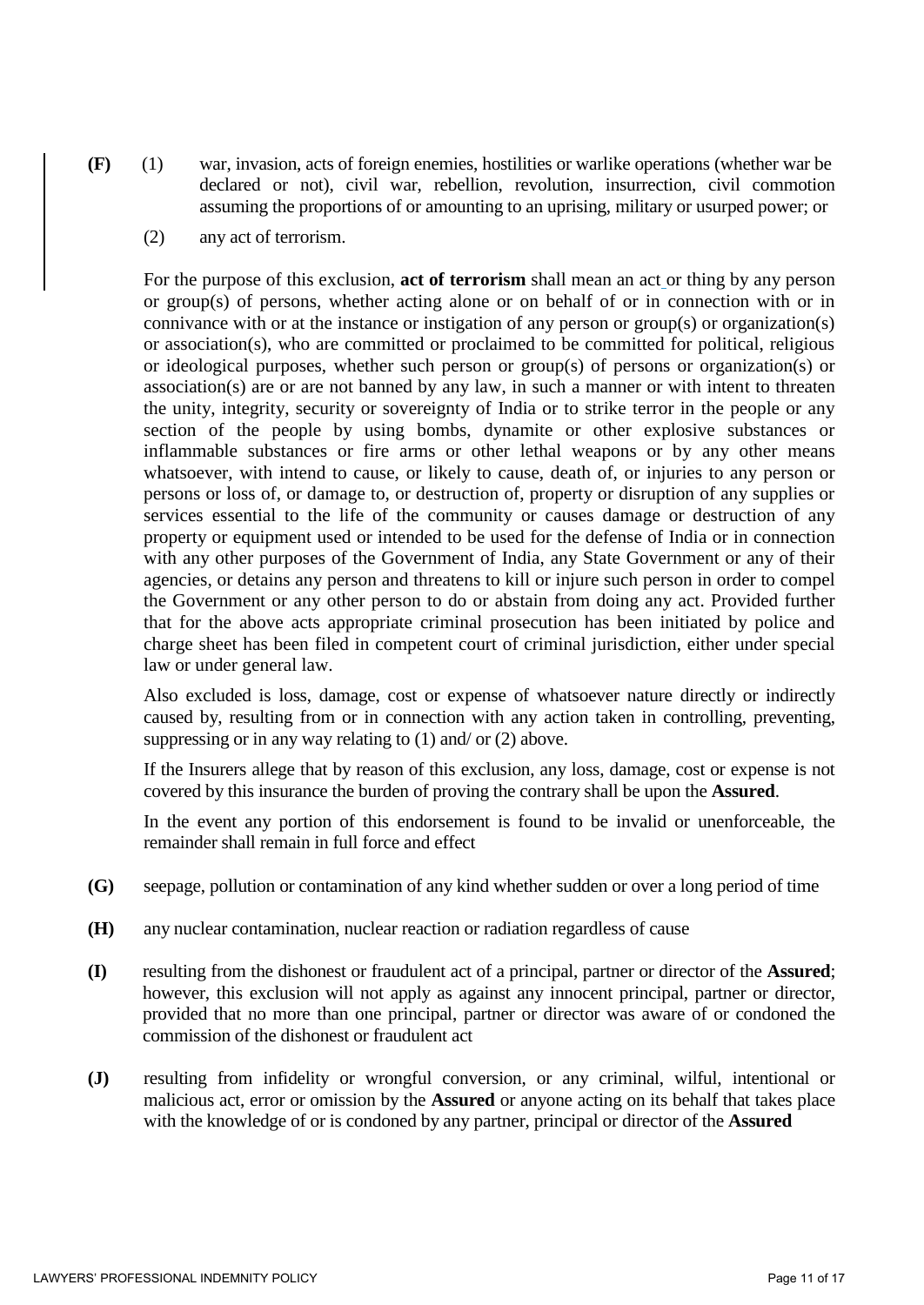**(F)** (1) war, invasion, acts of foreign enemies, hostilities or warlike operations (whether war be declared or not), civil war, rebellion, revolution, insurrection, civil commotion assuming the proportions of or amounting to an uprising, military or usurped power; or

(2) any act of terrorism.

For the purpose of this exclusion, **act of terrorism** shall mean an act or thing by any person or group(s) of persons, whether acting alone or on behalf of or in connection with or in connivance with or at the instance or instigation of any person or group(s) or organization(s) or association(s), who are committed or proclaimed to be committed for political, religious or ideological purposes, whether such person or group(s) of persons or organization(s) or association(s) are or are not banned by any law, in such a manner or with intent to threaten the unity, integrity, security or sovereignty of India or to strike terror in the people or any section of the people by using bombs, dynamite or other explosive substances or inflammable substances or fire arms or other lethal weapons or by any other means whatsoever, with intend to cause, or likely to cause, death of, or injuries to any person or persons or loss of, or damage to, or destruction of, property or disruption of any supplies or services essential to the life of the community or causes damage or destruction of any property or equipment used or intended to be used for the defense of India or in connection with any other purposes of the Government of India, any State Government or any of their agencies, or detains any person and threatens to kill or injure such person in order to compel the Government or any other person to do or abstain from doing any act. Provided further that for the above acts appropriate criminal prosecution has been initiated by police and charge sheet has been filed in competent court of criminal jurisdiction, either under special law or under general law.

Also excluded is loss, damage, cost or expense of whatsoever nature directly or indirectly caused by, resulting from or in connection with any action taken in controlling, preventing, suppressing or in any way relating to (1) and/ or (2) above.

If the Insurers allege that by reason of this exclusion, any loss, damage, cost or expense is not covered by this insurance the burden of proving the contrary shall be upon the **Assured**.

In the event any portion of this endorsement is found to be invalid or unenforceable, the remainder shall remain in full force and effect

**(G)** seepage, pollution or contamination of any kind whether sudden or over a long period of time

**(H)** any nuclear contamination, nuclear reaction or radiation regardless of cause

**(I)** resulting from the dishonest or fraudulent act of a principal, partner or director of the **Assured**; however, this exclusion will not apply as against any innocent principal, partner or director, provided that no more than one principal, partner or director was aware of or condoned the commission of the dishonest or fraudulent act

**(J)** resulting from infidelity or wrongful conversion, or any criminal, wilful, intentional or malicious act, error or omission by the **Assured** or anyone acting on its behalf that takes place with the knowledge of or is condoned by any partner, principal or director of the **Assured**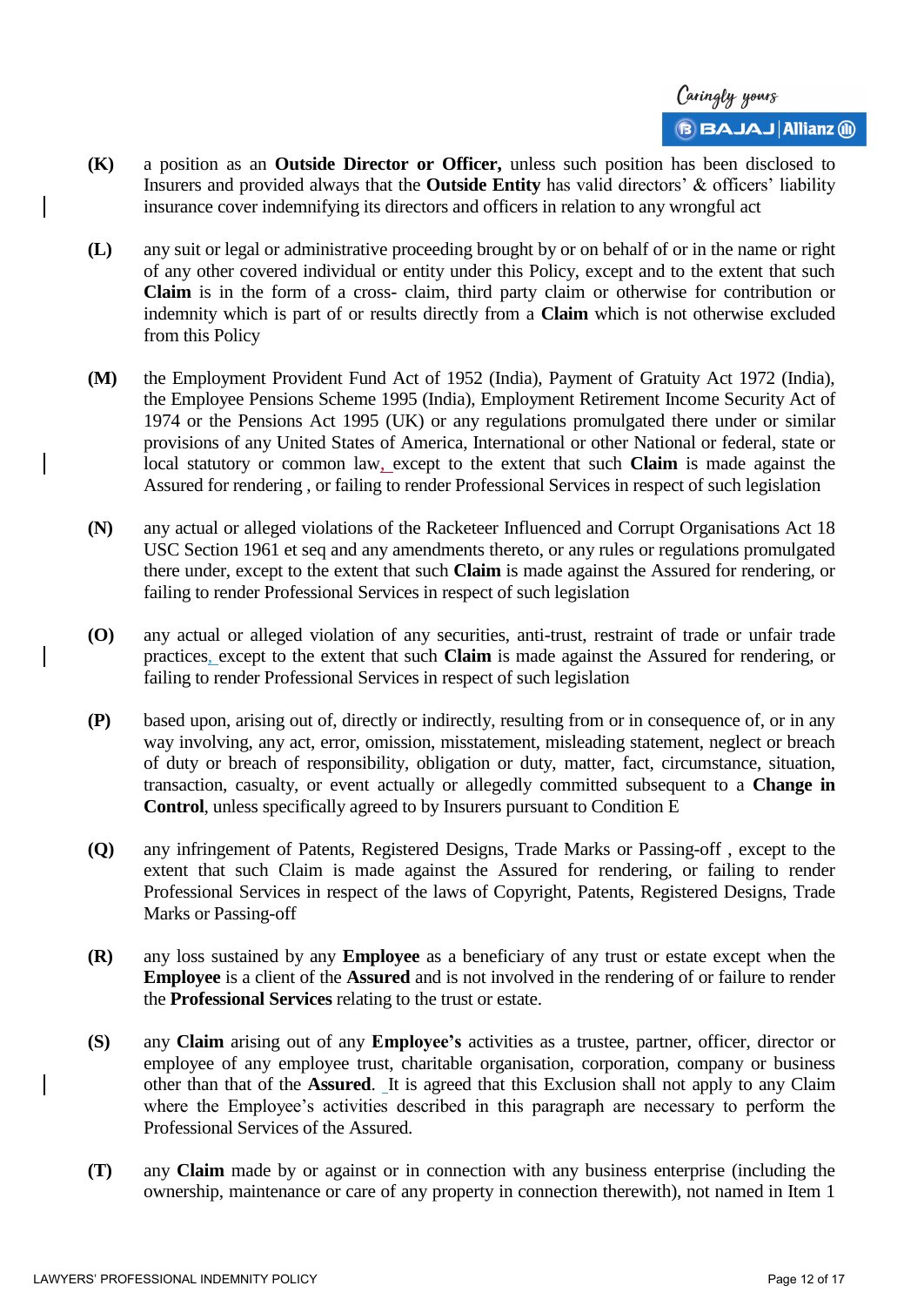**(K)** a position as an **Outside Director or Officer,** unless such position has been disclosed to Insurers and provided always that the **Outside Entity** has valid directors' & officers' liability insurance cover indemnifying its directors and officers in relation to any wrongful act

**(L)** any suit or legal or administrative proceeding brought by or on behalf of or in the name or right of any other covered individual or entity under this Policy, except and to the extent that such **Claim** is in the form of a cross- claim, third party claim or otherwise for contribution or indemnity which is part of or results directly from a **Claim** which is not otherwise excluded from this Policy

**(M)** the Employment Provident Fund Act of 1952 (India), Payment of Gratuity Act 1972 (India), the Employee Pensions Scheme 1995 (India), Employment Retirement Income Security Act of 1974 or the Pensions Act 1995 (UK) or any regulations promulgated there under or similar provisions of any United States of America, International or other National or federal, state or local statutory or common law, except to the extent that such **Claim** is made against the Assured for rendering , or failing to render Professional Services in respect of such legislation

**(N)** any actual or alleged violations of the Racketeer Influenced and Corrupt Organisations Act 18 USC Section 1961 et seq and any amendments thereto, or any rules or regulations promulgated there under, except to the extent that such **Claim** is made against the Assured for rendering, or failing to render Professional Services in respect of such legislation

**(O)** any actual or alleged violation of any securities, anti-trust, restraint of trade or unfair trade practices, except to the extent that such **Claim** is made against the Assured for rendering, or failing to render Professional Services in respect of such legislation

**(P)** based upon, arising out of, directly or indirectly, resulting from or in consequence of, or in any way involving, any act, error, omission, misstatement, misleading statement, neglect or breach of duty or breach of responsibility, obligation or duty, matter, fact, circumstance, situation, transaction, casualty, or event actually or allegedly committed subsequent to a **Change in Control**, unless specifically agreed to by Insurers pursuant to Condition E

**(Q)** any infringement of Patents, Registered Designs, Trade Marks or Passing-off , except to the extent that such Claim is made against the Assured for rendering, or failing to render Professional Services in respect of the laws of Copyright, Patents, Registered Designs, Trade Marks or Passing-off

**(R)** any loss sustained by any **Employee** as a beneficiary of any trust or estate except when the **Employee** is a client of the **Assured** and is not involved in the rendering of or failure to render the **Professional Services** relating to the trust or estate.

**(S)** any **Claim** arising out of any **Employee's** activities as a trustee, partner, officer, director or employee of any employee trust, charitable organisation, corporation, company or business other than that of the **Assured**. It is agreed that this Exclusion shall not apply to any Claim where the Employee's activities described in this paragraph are necessary to perform the Professional Services of the Assured.

**(T)** any **Claim** made by or against or in connection with any business enterprise (including the ownership, maintenance or care of any property in connection therewith), not named in Item 1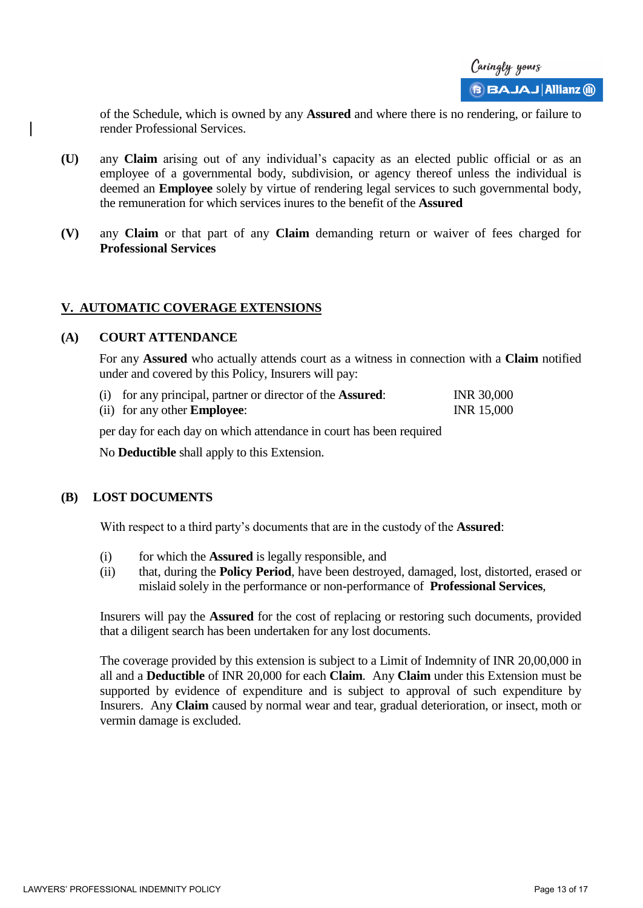of the Schedule, which is owned by any **Assured** and where there is no rendering, or failure to render Professional Services.

**(U)** any **Claim** arising out of any individual's capacity as an elected public official or as an employee of a governmental body, subdivision, or agency thereof unless the individual is deemed an **Employee** solely by virtue of rendering legal services to such governmental body, the remuneration for which services inures to the benefit of the **Assured**

**(V)** any **Claim** or that part of any **Claim** demanding return or waiver of fees charged for **Professional Services**

## V. AUTOMATIC COVERAGE EXTENSIONS

### (A) COURT ATTENDANCE

For any **Assured** who actually attends court as a witness in connection with a **Claim** notified under and covered by this Policy, Insurers will pay:

(i) for any principal, partner or director of the **Assured**: INR 30,000
(ii) for any other **Employee**: INR 15,000

per day for each day on which attendance in court has been required

No **Deductible** shall apply to this Extension.

### (B) LOST DOCUMENTS

With respect to a third party's documents that are in the custody of the **Assured**:

(i) for which the **Assured** is legally responsible, and
(ii) that, during the **Policy Period**, have been destroyed, damaged, lost, distorted, erased or mislaid solely in the performance or non-performance of **Professional Services**,

Insurers will pay the **Assured** for the cost of replacing or restoring such documents, provided that a diligent search has been undertaken for any lost documents.

The coverage provided by this extension is subject to a Limit of Indemnity of INR 20,00,000 in all and a **Deductible** of INR 20,000 for each **Claim**. Any **Claim** under this Extension must be supported by evidence of expenditure and is subject to approval of such expenditure by Insurers. Any **Claim** caused by normal wear and tear, gradual deterioration, or insect, moth or vermin damage is excluded.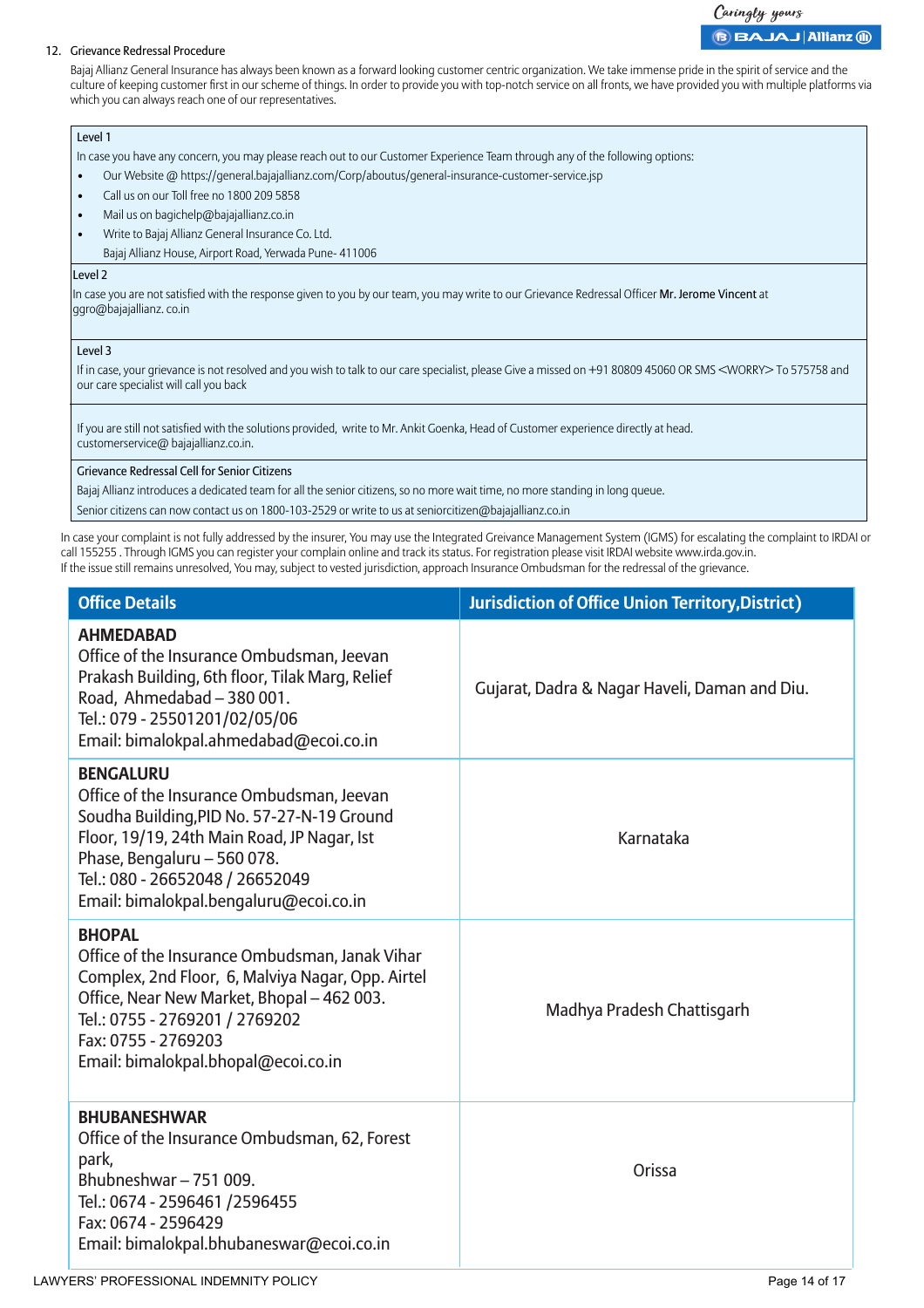12. Grievance Redressal Procedure

Bajaj Allianz General Insurance has always been known as a forward looking customer centric organization. We take immense pride in the spirit of service and the culture of keeping customer first in our scheme of things. In order to provide you with top-notch service on all fronts, we have provided you with multiple platforms via which you can always reach one of our representatives.

Level 1

In case you have any concern, you may please reach out to our Customer Experience Team through any of the following options:

- Our Website @ https://general.bajajallianz.com/Corp/aboutus/general-insurance-customer-service.jsp
- Call us on our Toll free no 1800 209 5858
- Mail us on bagichelp@bajajallianz.co.in
- Write to Bajaj Allianz General Insurance Co. Ltd.
  Bajaj Allianz House, Airport Road, Yerwada Pune- 411006

Level 2

In case you are not satisfied with the response given to you by our team, you may write to our Grievance Redressal Officer **Mr. Jerome Vincent** at ggro@bajajallianz. co.in

Level 3

If in case, your grievance is not resolved and you wish to talk to our care specialist, please Give a missed on +91 80809 45060 OR SMS <WORRY> To 575758 and our care specialist will call you back

If you are still not satisfied with the solutions provided, write to Mr. Ankit Goenka, Head of Customer experience directly at head. customerservice@ bajajallianz.co.in.

Grievance Redressal Cell for Senior Citizens

Bajaj Allianz introduces a dedicated team for all the senior citizens, so no more wait time, no more standing in long queue.

Senior citizens can now contact us on 1800-103-2529 or write to us at seniorcitizen@bajajallianz.co.in

In case your complaint is not fully addressed by the insurer, You may use the Integrated Greivance Management System (IGMS) for escalating the complaint to IRDAI or call 155255 . Through IGMS you can register your complain online and track its status. For registration please visit IRDAI website www.irda.gov.in.

If the issue still remains unresolved, You may, subject to vested jurisdiction, approach Insurance Ombudsman for the redressal of the grievance.

| Office Details | Jurisdiction of Office Union Territory,District) |
|---|---|
| **AHMEDABAD**<br>Office of the Insurance Ombudsman, Jeevan Prakash Building, 6th floor, Tilak Marg, Relief Road, Ahmedabad – 380 001.<br>Tel.: 079 - 25501201/02/05/06<br>Email: bimalokpal.ahmedabad@ecoi.co.in | Gujarat, Dadra & Nagar Haveli, Daman and Diu. |
| **BENGALURU**<br>Office of the Insurance Ombudsman, Jeevan Soudha Building,PID No. 57-27-N-19 Ground Floor, 19/19, 24th Main Road, JP Nagar, Ist Phase, Bengaluru – 560 078.<br>Tel.: 080 - 26652048 / 26652049<br>Email: bimalokpal.bengaluru@ecoi.co.in | Karnataka |
| **BHOPAL**<br>Office of the Insurance Ombudsman, Janak Vihar Complex, 2nd Floor, 6, Malviya Nagar, Opp. Airtel Office, Near New Market, Bhopal – 462 003.<br>Tel.: 0755 - 2769201 / 2769202<br>Fax: 0755 - 2769203<br>Email: bimalokpal.bhopal@ecoi.co.in | Madhya Pradesh Chattisgarh |
| **BHUBANESHWAR**<br>Office of the Insurance Ombudsman, 62, Forest park,<br>Bhubneshwar – 751 009.<br>Tel.: 0674 - 2596461 /2596455<br>Fax: 0674 - 2596429<br>Email: bimalokpal.bhubaneswar@ecoi.co.in | Orissa |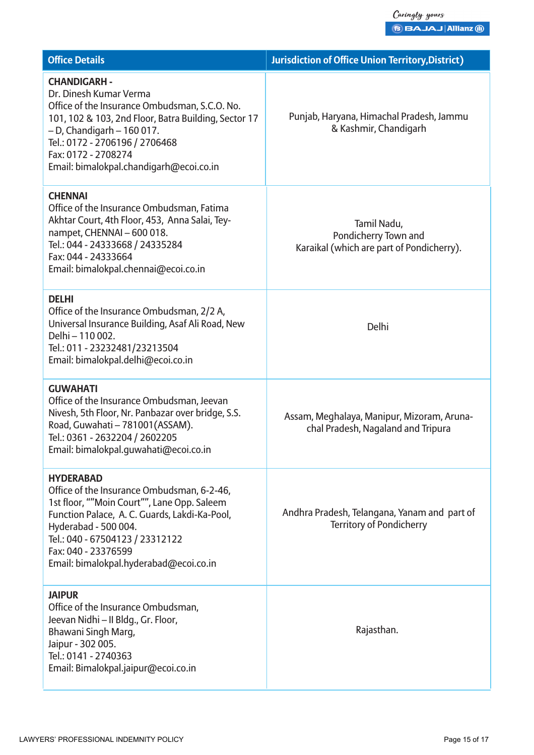| Office Details | Jurisdiction of Office Union Territory,District) |
|---|---|
| **CHANDIGARH -**<br>Dr. Dinesh Kumar Verma<br>Office of the Insurance Ombudsman, S.C.O. No. 101, 102 & 103, 2nd Floor, Batra Building, Sector 17 – D, Chandigarh – 160 017.<br>Tel.: 0172 - 2706196 / 2706468<br>Fax: 0172 - 2708274<br>Email: bimalokpal.chandigarh@ecoi.co.in | Punjab, Haryana, Himachal Pradesh, Jammu & Kashmir, Chandigarh |
| **CHENNAI**<br>Office of the Insurance Ombudsman, Fatima Akhtar Court, 4th Floor, 453, Anna Salai, Teynampet, CHENNAI – 600 018.<br>Tel.: 044 - 24333668 / 24335284<br>Fax: 044 - 24333664<br>Email: bimalokpal.chennai@ecoi.co.in | Tamil Nadu,<br>Pondicherry Town and<br>Karaikal (which are part of Pondicherry). |
| **DELHI**<br>Office of the Insurance Ombudsman, 2/2 A, Universal Insurance Building, Asaf Ali Road, New Delhi – 110 002.<br>Tel.: 011 - 23232481/23213504<br>Email: bimalokpal.delhi@ecoi.co.in | Delhi |
| **GUWAHATI**<br>Office of the Insurance Ombudsman, Jeevan Nivesh, 5th Floor, Nr. Panbazar over bridge, S.S. Road, Guwahati – 781001(ASSAM).<br>Tel.: 0361 - 2632204 / 2602205<br>Email: bimalokpal.guwahati@ecoi.co.in | Assam, Meghalaya, Manipur, Mizoram, Arunachal Pradesh, Nagaland and Tripura |
| **HYDERABAD**<br>Office of the Insurance Ombudsman, 6-2-46, 1st floor, ""Moin Court"", Lane Opp. Saleem Function Palace, A. C. Guards, Lakdi-Ka-Pool, Hyderabad - 500 004.<br>Tel.: 040 - 67504123 / 23312122<br>Fax: 040 - 23376599<br>Email: bimalokpal.hyderabad@ecoi.co.in | Andhra Pradesh, Telangana, Yanam and part of Territory of Pondicherry |
| **JAIPUR**<br>Office of the Insurance Ombudsman,<br>Jeevan Nidhi – II Bldg., Gr. Floor,<br>Bhawani Singh Marg,<br>Jaipur - 302 005.<br>Tel.: 0141 - 2740363<br>Email: Bimalokpal.jaipur@ecoi.co.in | Rajasthan. |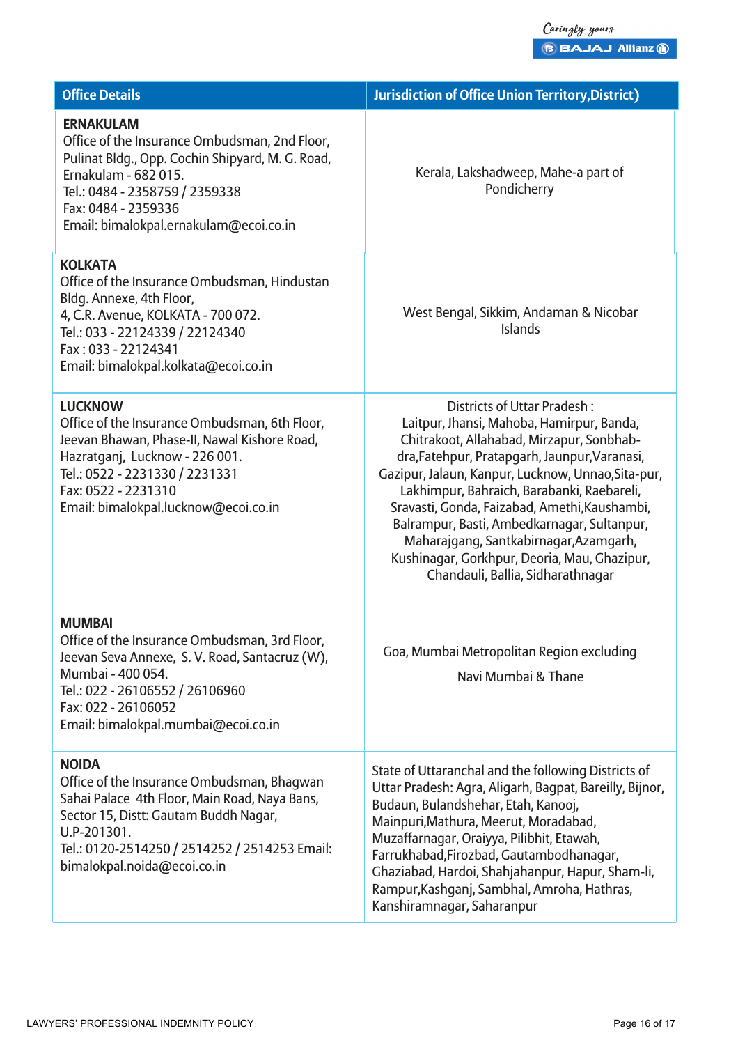| Office Details | Jurisdiction of Office Union Territory,District) |
|---|---|
| **ERNAKULAM**<br>Office of the Insurance Ombudsman, 2nd Floor, Pulinat Bldg., Opp. Cochin Shipyard, M. G. Road, Ernakulam - 682 015.<br>Tel.: 0484 - 2358759 / 2359338<br>Fax: 0484 - 2359336<br>Email: bimalokpal.ernakulam@ecoi.co.in | Kerala, Lakshadweep, Mahe-a part of Pondicherry |
| **KOLKATA**<br>Office of the Insurance Ombudsman, Hindustan Bldg. Annexe, 4th Floor,<br>4, C.R. Avenue, KOLKATA - 700 072.<br>Tel.: 033 - 22124339 / 22124340<br>Fax : 033 - 22124341<br>Email: bimalokpal.kolkata@ecoi.co.in | West Bengal, Sikkim, Andaman & Nicobar Islands |
| **LUCKNOW**<br>Office of the Insurance Ombudsman, 6th Floor, Jeevan Bhawan, Phase-II, Nawal Kishore Road, Hazratganj, Lucknow - 226 001.<br>Tel.: 0522 - 2231330 / 2231331<br>Fax: 0522 - 2231310<br>Email: bimalokpal.lucknow@ecoi.co.in | Districts of Uttar Pradesh :<br>Laitpur, Jhansi, Mahoba, Hamirpur, Banda, Chitrakoot, Allahabad, Mirzapur, Sonbhab-dra,Fatehpur, Pratapgarh, Jaunpur,Varanasi, Gazipur, Jalaun, Kanpur, Lucknow, Unnao,Sita-pur, Lakhimpur, Bahraich, Barabanki, Raebareli, Sravasti, Gonda, Faizabad, Amethi,Kaushambi, Balrampur, Basti, Ambedkarnagar, Sultanpur, Maharajgang, Santkabirnagar,Azamgarh, Kushinagar, Gorkhpur, Deoria, Mau, Ghazipur, Chandauli, Ballia, Sidharathnagar |
| **MUMBAI**<br>Office of the Insurance Ombudsman, 3rd Floor, Jeevan Seva Annexe, S. V. Road, Santacruz (W), Mumbai - 400 054.<br>Tel.: 022 - 26106552 / 26106960<br>Fax: 022 - 26106052<br>Email: bimalokpal.mumbai@ecoi.co.in | Goa, Mumbai Metropolitan Region excluding Navi Mumbai & Thane |
| **NOIDA**<br>Office of the Insurance Ombudsman, Bhagwan Sahai Palace 4th Floor, Main Road, Naya Bans, Sector 15, Distt: Gautam Buddh Nagar, U.P-201301.<br>Tel.: 0120-2514250 / 2514252 / 2514253 Email: bimalokpal.noida@ecoi.co.in | State of Uttaranchal and the following Districts of Uttar Pradesh: Agra, Aligarh, Bagpat, Bareilly, Bijnor, Budaun, Bulandshehar, Etah, Kanooj, Mainpuri,Mathura, Meerut, Moradabad, Muzaffarnagar, Oraiyya, Pilibhit, Etawah, Farrukhabad,Firozbad, Gautambodhanagar, Ghaziabad, Hardoi, Shahjahanpur, Hapur, Sham-li, Rampur,Kashganj, Sambhal, Amroha, Hathras, Kanshiramnagar, Saharanpur |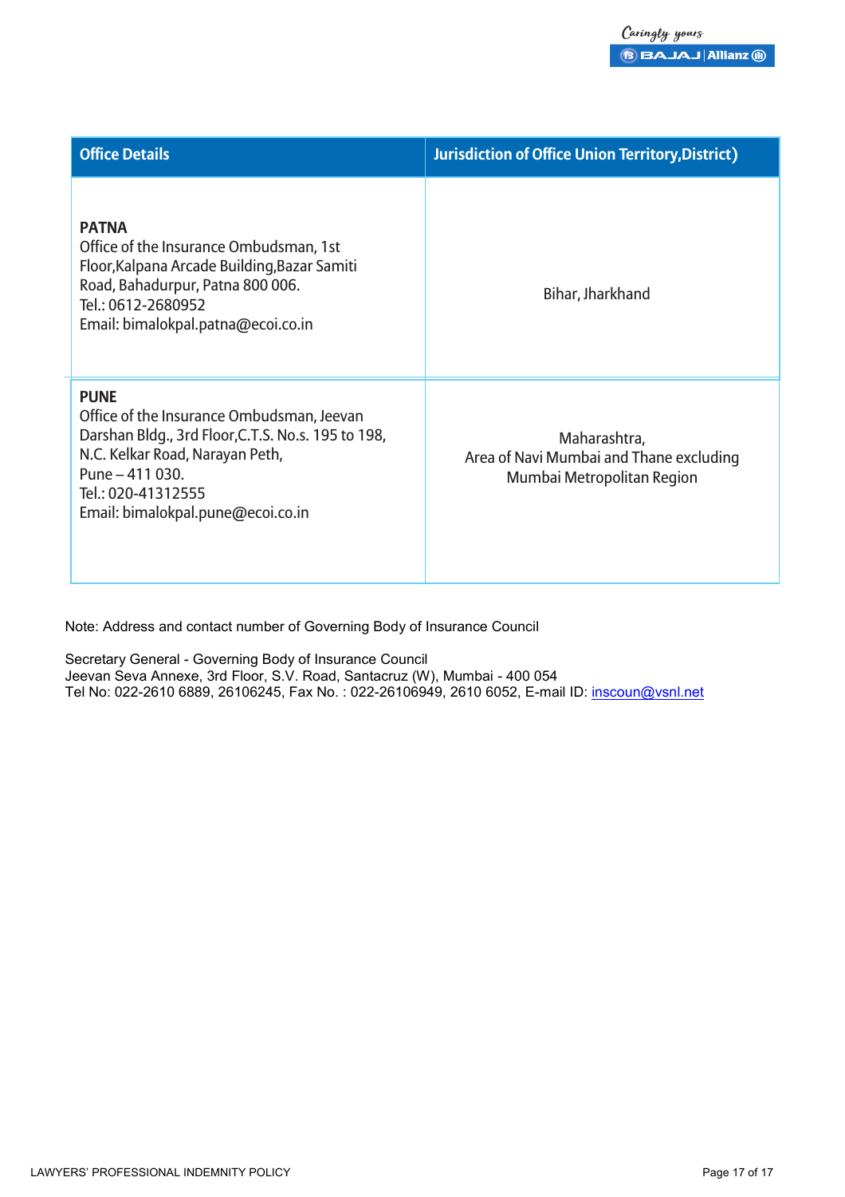| Office Details | Jurisdiction of Office Union Territory,District) |
|---|---|
| **PATNA**<br>Office of the Insurance Ombudsman, 1st Floor,Kalpana Arcade Building,Bazar Samiti Road, Bahadurpur, Patna 800 006.<br>Tel.: 0612-2680952<br>Email: bimalokpal.patna@ecoi.co.in | Bihar, Jharkhand |
| **PUNE**<br>Office of the Insurance Ombudsman, Jeevan Darshan Bldg., 3rd Floor,C.T.S. No.s. 195 to 198, N.C. Kelkar Road, Narayan Peth,<br>Pune – 411 030.<br>Tel.: 020-41312555<br>Email: bimalokpal.pune@ecoi.co.in | Maharashtra,<br>Area of Navi Mumbai and Thane excluding Mumbai Metropolitan Region |

Note: Address and contact number of Governing Body of Insurance Council

Secretary General - Governing Body of Insurance Council
Jeevan Seva Annexe, 3rd Floor, S.V. Road, Santacruz (W), Mumbai - 400 054
Tel No: 022-2610 6889, 26106245, Fax No. : 022-26106949, 2610 6052, E-mail ID: inscoun@vsnl.net